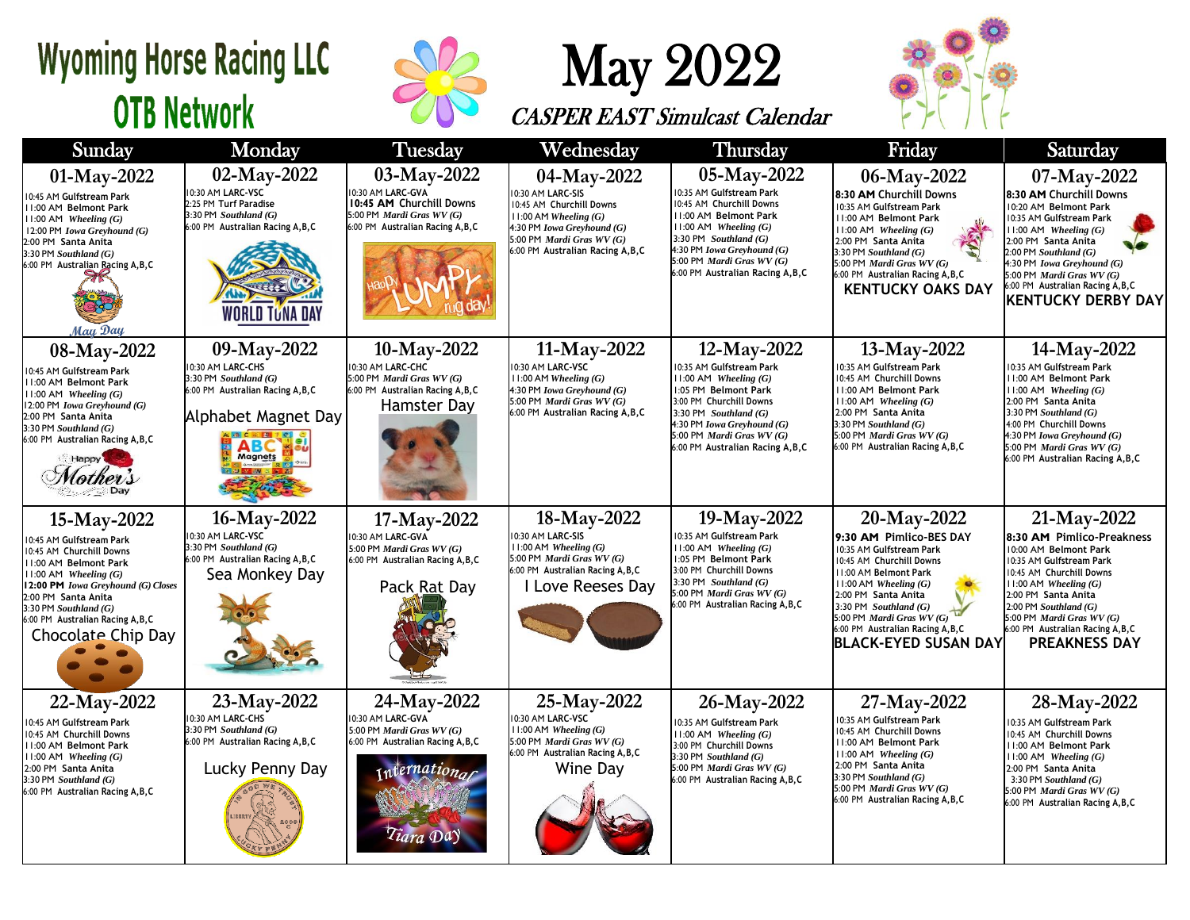# Wyoming Horse Racing LLC
## OTB Network

# May 2022
## *CASPER EAST Simulcast Calendar*

| Sunday | Monday | Tuesday | Wednesday | Thursday | Friday | Saturday |
|---|---|---|---|---|---|---|
| **01-May-2022**<br>10:45 AM Gulfstream Park<br>11:00 AM Belmont Park<br>11:00 AM *Wheeling (G)*<br>12:00 PM *Iowa Greyhound (G)*<br>2:00 PM Santa Anita<br>3:30 PM *Southland (G)*<br>6:00 PM Australian Racing A,B,C<br>May Day | **02-May-2022**<br>10:30 AM LARC-VSC<br>2:25 PM Turf Paradise<br>3:30 PM *Southland (G)*<br>6:00 PM Australian Racing A,B,C<br>WORLD TUNA DAY | **03-May-2022**<br>10:30 AM LARC-GVA<br>**10:45 AM** Churchill Downs<br>5:00 PM *Mardi Gras WV (G)*<br>6:00 PM Australian Racing A,B,C<br>Happy LUMPY rug day! | **04-May-2022**<br>10:30 AM LARC-SIS<br>10:45 AM Churchill Downs<br>11:00 AM *Wheeling (G)*<br>4:30 PM *Iowa Greyhound (G)*<br>5:00 PM *Mardi Gras WV (G)*<br>6:00 PM Australian Racing A,B,C | **05-May-2022**<br>10:35 AM Gulfstream Park<br>10:45 AM Churchill Downs<br>11:00 AM Belmont Park<br>11:00 AM *Wheeling (G)*<br>3:30 PM *Southland (G)*<br>4:30 PM *Iowa Greyhound (G)*<br>5:00 PM *Mardi Gras WV (G)*<br>6:00 PM Australian Racing A,B,C | **06-May-2022**<br>**8:30 AM** Churchill Downs<br>10:35 AM Gulfstream Park<br>11:00 AM Belmont Park<br>11:00 AM *Wheeling (G)*<br>2:00 PM Santa Anita<br>3:30 PM *Southland (G)*<br>5:00 PM *Mardi Gras WV (G)*<br>6:00 PM Australian Racing A,B,C<br>**KENTUCKY OAKS DAY** | **07-May-2022**<br>**8:30 AM** Churchill Downs<br>10:20 AM Belmont Park<br>10:35 AM Gulfstream Park<br>11:00 AM *Wheeling (G)*<br>2:00 PM Santa Anita<br>2:00 PM *Southland (G)*<br>4:30 PM *Iowa Greyhound (G)*<br>5:00 PM *Mardi Gras WV (G)*<br>6:00 PM Australian Racing A,B,C<br>**KENTUCKY DERBY DAY** |
| **08-May-2022**<br>10:45 AM Gulfstream Park<br>11:00 AM Belmont Park<br>11:00 AM *Wheeling (G)*<br>12:00 PM *Iowa Greyhound (G)*<br>2:00 PM Santa Anita<br>3:30 PM *Southland (G)*<br>6:00 PM Australian Racing A,B,C<br>Happy Mother's Day | **09-May-2022**<br>10:30 AM LARC-CHS<br>3:30 PM *Southland (G)*<br>6:00 PM Australian Racing A,B,C<br>Alphabet Magnet Day | **10-May-2022**<br>10:30 AM LARC-CHC<br>5:00 PM *Mardi Gras WV (G)*<br>6:00 PM Australian Racing A,B,C<br>Hamster Day | **11-May-2022**<br>10:30 AM LARC-VSC<br>11:00 AM *Wheeling (G)*<br>4:30 PM *Iowa Greyhound (G)*<br>5:00 PM *Mardi Gras WV (G)*<br>6:00 PM Australian Racing A,B,C | **12-May-2022**<br>10:35 AM Gulfstream Park<br>11:00 AM *Wheeling (G)*<br>1:05 PM Belmont Park<br>3:00 PM Churchill Downs<br>3:30 PM *Southland (G)*<br>4:30 PM *Iowa Greyhound (G)*<br>5:00 PM *Mardi Gras WV (G)*<br>6:00 PM Australian Racing A,B,C | **13-May-2022**<br>10:35 AM Gulfstream Park<br>10:45 AM Churchill Downs<br>11:00 AM Belmont Park<br>11:00 AM *Wheeling (G)*<br>2:00 PM Santa Anita<br>3:30 PM *Southland (G)*<br>5:00 PM *Mardi Gras WV (G)*<br>6:00 PM Australian Racing A,B,C | **14-May-2022**<br>10:35 AM Gulfstream Park<br>11:00 AM Belmont Park<br>11:00 AM *Wheeling (G)*<br>2:00 PM Santa Anita<br>3:30 PM *Southland (G)*<br>4:00 PM Churchill Downs<br>4:30 PM *Iowa Greyhound (G)*<br>5:00 PM *Mardi Gras WV (G)*<br>6:00 PM Australian Racing A,B,C |
| **15-May-2022**<br>10:45 AM Gulfstream Park<br>10:45 AM Churchill Downs<br>11:00 AM Belmont Park<br>11:00 AM *Wheeling (G)*<br>**12:00 PM** ***Iowa Greyhound (G) Closes***<br>2:00 PM Santa Anita<br>3:30 PM *Southland (G)*<br>6:00 PM Australian Racing A,B,C<br>Chocolate Chip Day | **16-May-2022**<br>10:30 AM LARC-VSC<br>3:30 PM *Southland (G)*<br>6:00 PM Australian Racing A,B,C<br>Sea Monkey Day | **17-May-2022**<br>10:30 AM LARC-GVA<br>5:00 PM *Mardi Gras WV (G)*<br>6:00 PM Australian Racing A,B,C<br>Pack Rat Day | **18-May-2022**<br>10:30 AM LARC-SIS<br>11:00 AM *Wheeling (G)*<br>5:00 PM *Mardi Gras WV (G)*<br>6:00 PM Australian Racing A,B,C<br>I Love Reeses Day | **19-May-2022**<br>10:35 AM Gulfstream Park<br>11:00 AM *Wheeling (G)*<br>1:05 PM Belmont Park<br>3:00 PM Churchill Downs<br>3:30 PM *Southland (G)*<br>5:00 PM *Mardi Gras WV (G)*<br>6:00 PM Australian Racing A,B,C | **20-May-2022**<br>**9:30 AM** Pimlico-BES DAY<br>10:35 AM Gulfstream Park<br>10:45 AM Churchill Downs<br>11:00 AM Belmont Park<br>11:00 AM *Wheeling (G)*<br>2:00 PM Santa Anita<br>3:30 PM *Southland (G)*<br>5:00 PM *Mardi Gras WV (G)*<br>6:00 PM Australian Racing A,B,C<br>**BLACK-EYED SUSAN DAY** | **21-May-2022**<br>**8:30 AM** Pimlico-Preakness<br>10:00 AM Belmont Park<br>10:35 AM Gulfstream Park<br>10:45 AM Churchill Downs<br>11:00 AM *Wheeling (G)*<br>2:00 PM Santa Anita<br>2:00 PM *Southland (G)*<br>5:00 PM *Mardi Gras WV (G)*<br>6:00 PM Australian Racing A,B,C<br>**PREAKNESS DAY** |
| **22-May-2022**<br>10:45 AM Gulfstream Park<br>10:45 AM Churchill Downs<br>11:00 AM Belmont Park<br>11:00 AM *Wheeling (G)*<br>2:00 PM Santa Anita<br>3:30 PM *Southland (G)*<br>6:00 PM Australian Racing A,B,C | **23-May-2022**<br>10:30 AM LARC-CHS<br>3:30 PM *Southland (G)*<br>6:00 PM Australian Racing A,B,C<br>Lucky Penny Day | **24-May-2022**<br>10:30 AM LARC-GVA<br>5:00 PM *Mardi Gras WV (G)*<br>6:00 PM Australian Racing A,B,C<br>International Tiara Day | **25-May-2022**<br>10:30 AM LARC-VSC<br>11:00 AM *Wheeling (G)*<br>5:00 PM *Mardi Gras WV (G)*<br>6:00 PM Australian Racing A,B,C<br>Wine Day | **26-May-2022**<br>10:35 AM Gulfstream Park<br>11:00 AM *Wheeling (G)*<br>3:00 PM Churchill Downs<br>3:30 PM *Southland (G)*<br>5:00 PM *Mardi Gras WV (G)*<br>6:00 PM Australian Racing A,B,C | **27-May-2022**<br>10:35 AM Gulfstream Park<br>10:45 AM Churchill Downs<br>11:00 AM Belmont Park<br>11:00 AM *Wheeling (G)*<br>2:00 PM Santa Anita<br>3:30 PM *Southland (G)*<br>5:00 PM *Mardi Gras WV (G)*<br>6:00 PM Australian Racing A,B,C | **28-May-2022**<br>10:35 AM Gulfstream Park<br>10:45 AM Churchill Downs<br>11:00 AM Belmont Park<br>11:00 AM *Wheeling (G)*<br>2:00 PM Santa Anita<br>3:30 PM *Southland (G)*<br>5:00 PM *Mardi Gras WV (G)*<br>6:00 PM Australian Racing A,B,C |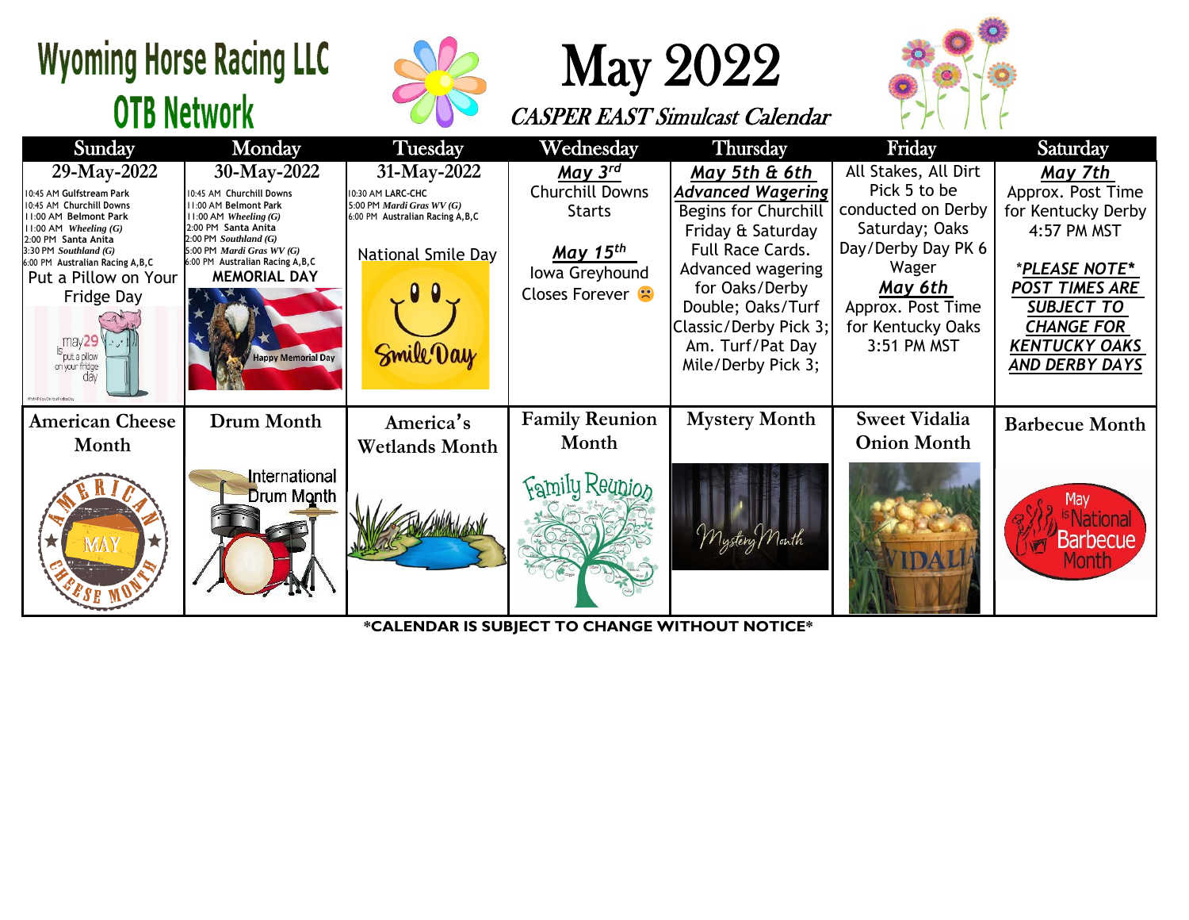# Wyoming Horse Racing LLC

## OTB Network

# May 2022

*CASPER EAST Simulcast Calendar*

| Sunday | Monday | Tuesday | Wednesday | Thursday | Friday | Saturday |
|---|---|---|---|---|---|---|
| **29-May-2022**<br>10:45 AM Gulfstream Park<br>10:45 AM Churchill Downs<br>11:00 AM Belmont Park<br>11:00 AM *Wheeling (G)*<br>2:00 PM Santa Anita<br>3:30 PM *Southland (G)*<br>6:00 PM Australian Racing A,B,C<br>Put a Pillow on Your Fridge Day | **30-May-2022**<br>10:45 AM Churchill Downs<br>11:00 AM Belmont Park<br>11:00 AM *Wheeling (G)*<br>2:00 PM Santa Anita<br>2:00 PM *Southland (G)*<br>5:00 PM *Mardi Gras WV (G)*<br>6:00 PM Australian Racing A,B,C<br>**MEMORIAL DAY** | **31-May-2022**<br>10:30 AM LARC-CHC<br>5:00 PM *Mardi Gras WV (G)*<br>6:00 PM Australian Racing A,B,C<br>National Smile Day | ***May 3rd***<br>Churchill Downs Starts<br>***May 15th***<br>Iowa Greyhound Closes Forever ☹ | ***May 5th & 6th Advanced Wagering*** Begins for Churchill Friday & Saturday Full Race Cards. Advanced wagering for Oaks/Derby Double; Oaks/Turf Classic/Derby Pick 3; Am. Turf/Pat Day Mile/Derby Pick 3; | All Stakes, All Dirt Pick 5 to be conducted on Derby Saturday; Oaks Day/Derby Day PK 6 Wager<br>***May 6th***<br>Approx. Post Time for Kentucky Oaks 3:51 PM MST | ***May 7th***<br>Approx. Post Time for Kentucky Derby 4:57 PM MST<br>***\*PLEASE NOTE\* POST TIMES ARE SUBJECT TO CHANGE FOR KENTUCKY OAKS AND DERBY DAYS*** |
| **American Cheese Month** | **Drum Month** | **America's Wetlands Month** | **Family Reunion Month** | **Mystery Month** | **Sweet Vidalia Onion Month** | **Barbecue Month** |

**\*CALENDAR IS SUBJECT TO CHANGE WITHOUT NOTICE\***